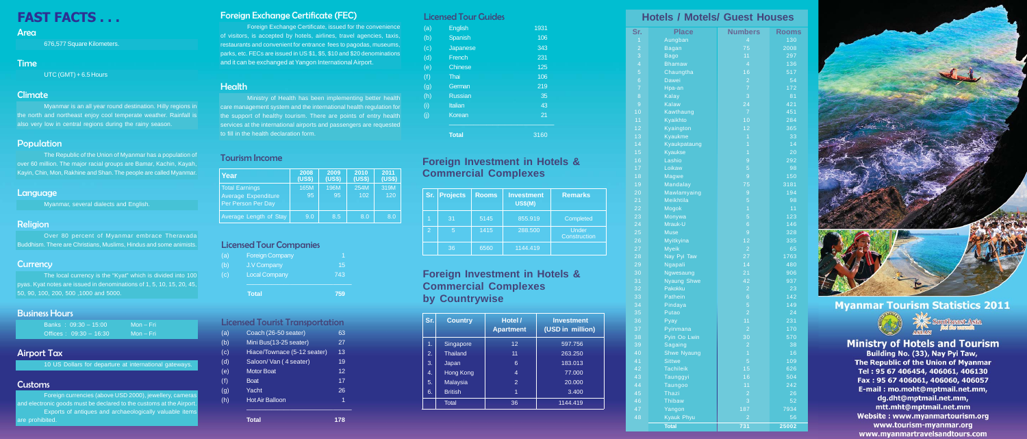# FAST FACTS . . .

## Area

676,577 Square Kilometers.

## Time

UTC (GMT) + 6.5 Hours

## Climate

Myanmar is an all year round destination. Hilly regions in the north and northeast enjoy cool temperate weather. Rainfall is also very low in central regions during the rainy season.

## Population

The Republic of the Union of Myanmar has a population of over 60 million. The major racial groups are Bamar, Kachin, Kayah, Kayin, Chin, Mon, Rakhine and Shan. The people are called Myanmar.

## Language

Myanmar, several dialects and English.

## Religion

Over 80 percent of Myanmar embrace Theravada Buddhism. There are Christians, Muslims, Hindus and some animists.

## Currency

The local currency is the "Kyat" which is divided into 100 pyas. Kyat notes are issued in denominations of 1, 5, 10, 15, 20, 45, 50, 90, 100, 200, 500 ,1000 and 5000.

## Business Hours

| | | |
|---|---|---|
| Banks : | 09:30 – 15:00 | Mon – Fri |
| Offices : | 09:30 – 16:30 | Mon – Fri |

## Airport Tax

10 US Dollars for departure at international gateways.

## Customs

Foreign currencies (above USD 2000), jewellery, cameras and electronic goods must be declared to the customs at the Airport. Exports of antiques and archaeologically valuable items are prohibited.

## Foreign Exchange Certificate (FEC)

Foreign Exchange Certificate, issued for the convenience of visitors, is accepted by hotels, airlines, travel agencies, taxis, restaurants and convenient for entrance fees to pagodas, museums, parks, etc. FECs are issued in US $1, $5, $10 and $20 denominations and it can be exchanged at Yangon International Airport.

## Health

Ministry of Health has been implementing better health care management system and the international health regulation for the support of healthy tourism. There are points of entry health services at the international airports and passengers are requested to fill in the health declaration form.

## Tourism Income

| Year | 2008 (US$) | 2009 (US$) | 2010 (US$) | 2011 (US$) |
|---|---|---|---|---|
| Total Earnings | 165M | 196M | 254M | 319M |
| Average Expenditure Per Person Per Day | 95 | 95 | 102 | 120 |
| Average Length of Stay | 9.0 | 8.5 | 8.0 | 8.0 |

## Licensed Tour Companies

| | | |
|---|---|---|
| (a) | Foreign Company | 1 |
| (b) | J.V Company | 15 |
| (c) | Local Company | 743 |
| | **Total** | **759** |

## Licensed Tourist Transportation

| | | |
|---|---|---|
| (a) | Coach (26-50 seater) | 63 |
| (b) | Mini Bus(13-25 seater) | 27 |
| (c) | Hiace/Townace (5-12 seater) | 13 |
| (d) | Saloon/ Van ( 4 seater) | 19 |
| (e) | Motor Boat | 12 |
| (f) | Boat | 17 |
| (g) | Yacht | 26 |
| (h) | Hot Air Balloon | 1 |
| | **Total** | **178** |

## Licensed Tour Guides

| | | |
|---|---|---|
| (a) | English | 1931 |
| (b) | Spanish | 106 |
| (c) | Japanese | 343 |
| (d) | French | 231 |
| (e) | Chinese | 125 |
| (f) | Thai | 106 |
| (g) | German | 219 |
| (h) | Russian | 35 |
| (i) | Italian | 43 |
| (j) | Korean | 21 |
| | **Total** | **3160** |

## Foreign Investment in Hotels & Commercial Complexes

| Sr. | Projects | Rooms | Investment US$(M) | Remarks |
|---|---|---|---|---|
| 1 | 31 | 5145 | 855.919 | Completed |
| 2 | 5 | 1415 | 288.500 | Under Construction |
| | 36 | 6560 | 1144.419 | |

## Foreign Investment in Hotels & Commercial Complexes by Countrywise

| Sr. | Country | Hotel / Apartment | Investment (USD in million) |
|---|---|---|---|
| 1. | Singapore | 12 | 597.756 |
| 2. | Thailand | 11 | 263.250 |
| 3. | Japan | 6 | 183.013 |
| 4. | Hong Kong | 4 | 77.000 |
| 5. | Malaysia | 2 | 20.000 |
| 6. | British | 1 | 3.400 |
| | Total | 36 | 1144.419 |

## Hotels / Motels/ Guest Houses

| Sr. | Place | Numbers | Rooms |
|---|---|---|---|
| 1 | Aungban | 4 | 130 |
| 2 | Bagan | 75 | 2008 |
| 3 | Bago | 11 | 297 |
| 4 | Bhamaw | 4 | 136 |
| 5 | Chaungtha | 16 | 517 |
| 6 | Dawei | 2 | 54 |
| 7 | Hpa-an | 7 | 172 |
| 8 | Kalay | 3 | 81 |
| 9 | Kalaw | 24 | 421 |
| 10 | Kawthaung | 7 | 451 |
| 11 | Kyaikhto | 10 | 284 |
| 12 | Kyaington | 12 | 365 |
| 13 | Kyaukme | 1 | 33 |
| 14 | Kyaukpataung | 1 | 14 |
| 15 | Kyaukse | 1 | 20 |
| 16 | Lashio | 9 | 292 |
| 17 | Loikaw | 5 | 98 |
| 18 | Magwe | 9 | 150 |
| 19 | Mandalay | 75 | 3181 |
| 20 | Mawlamyaing | 9 | 194 |
| 21 | Meikhtila | 5 | 98 |
| 22 | Mogok | 1 | 11 |
| 23 | Monywa | 5 | 123 |
| 24 | Mrauk-U | 6 | 146 |
| 25 | Muse | 9 | 328 |
| 26 | Myitkyina | 12 | 335 |
| 27 | Myeik | 2 | 65 |
| 28 | Nay Pyi Taw | 27 | 1763 |
| 29 | Ngapali | 14 | 480 |
| 30 | Ngwesaung | 21 | 906 |
| 31 | Nyaung Shwe | 42 | 937 |
| 32 | Pakokku | 2 | 23 |
| 33 | Pathein | 6 | 142 |
| 34 | Pindaya | 5 | 149 |
| 35 | Putao | 2 | 24 |
| 36 | Pyay | 11 | 231 |
| 37 | Pyinmana | 2 | 170 |
| 38 | Pyin Oo Lwin | 30 | 570 |
| 39 | Sagaing | 2 | 38 |
| 40 | Shwe Nyaung | 1 | 16 |
| 41 | Sittwe | 5 | 109 |
| 42 | Tachileik | 15 | 626 |
| 43 | Taunggyi | 16 | 504 |
| 44 | Taungoo | 11 | 242 |
| 45 | Thazi | 2 | 26 |
| 46 | Thibaw | 3 | 52 |
| 47 | Yangon | 187 | 7934 |
| 48 | Kyauk Phyu | 2 | 56 |
| | **Total** | **731** | **25002** |

# Myanmar Tourism Statistics 2011

Southeast Asia
ASEAN

**Ministry of Hotels and Tourism**
Building No. (33), Nay Pyi Taw,
The Republic of the Union of Myanmar
Tel : 95 67 406454, 406061, 406130
Fax : 95 67 406061, 406060, 406057
E-mail : mo.moht@mptmail.net.mm,
dg.dht@mptmail.net.mm,
mtt.mht@mptmail.net.mm
Website : www.myanmartourism.org
www.tourism-myanmar.org
www.myanmartravelsandtours.com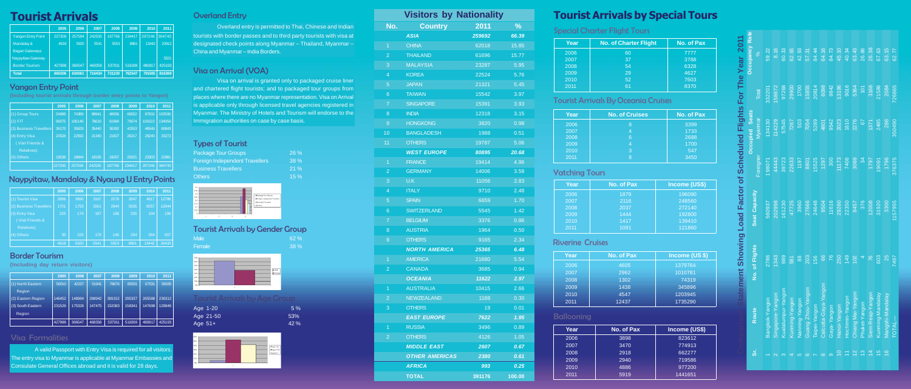# Tourist Arrivals

| | 2005 | 2006 | 2007 | 2008 | 2009 | 2010 | 2011 |
|---|---|---|---|---|---|---|---|
| Yangon Entry Point | 227300 | 257594 | 242535 | 187766 | 234417 | 297246 | 364743 |
| Mandalay & | 4918 | 5920 | 5541 | 5553 | 8861 | 13442 | 20612 |
| Bagan Gateways | | | | | | | |
| Naypyitaw Gateway | | | | | | | 5821 |
| Border Tourism | 427988 | 366547 | 468358 | 537911 | 519289 | 480817 | 425193 |
| Total | 660206 | 630061 | 716434 | 731230 | 762547 | 791505 | 816369 |

## Yangon Entry Point

**(Including tourist arrivals through border entry points to Yangon)**

| | 2005 | 2006 | 2007 | 2008 | 2009 | 2010 | 2011 |
|---|---|---|---|---|---|---|---|
| (1) Group Tours | 54989 | 74369 | 66941 | 48656 | 66552 | 87032 | 103590 |
| (2) FIT | 96075 | 106140 | 78610 | 61584 | 79074 | 109222 | 134656 |
| (3) Business Travellers | 36170 | 35929 | 35440 | 36392 | 42553 | 48549 | 68943 |
| (4) Entry Visa | 20528 | 22292 | 21340 | 21927 | 26217 | 28240 | 33273 |
| ( Visit Friends & Relatives) | | | | | | | |
| (5) Others | 19538 | 18844 | 18195 | 19007 | 20021 | 23303 | 22981 |
| | 227300 | 257594 | 242535 | 187766 | 234417 | 297246 | 364743 |

## Naypyitaw, Mandalay & Nyaung U Entry Points

| | 2005 | 2006 | 2007 | 2008 | 2009 | 2010 | 2011 |
|---|---|---|---|---|---|---|---|
| (1) Tourist Visa | 2899 | 3890 | 3167 | 2278 | 2847 | 4817 | 12786 |
| (2) Business Travellers | 1701 | 1753 | 2001 | 2944 | 5555 | 8257 | 12844 |
| (3) Entry Visa | 225 | 174 | 197 | 186 | 205 | 104 | 196 |
| ( Visit Friends & Relatives) | | | | | | | |
| (4) Others | 93 | 103 | 176 | 145 | 254 | 264 | 607 |
| | 4918 | 5920 | 5541 | 5553 | 8861 | 13442 | 26433 |

## Border Tourism

**(Including day return visitors)**

| | 2005 | 2006 | 2007 | 2008 | 2009 | 2010 | 2011 |
|---|---|---|---|---|---|---|---|
| (1) North Eastern Region | 50010 | 42237 | 51941 | 76676 | 65591 | 67531 | 58935 |
| (2) Eastern Region | 146452 | 148984 | 268942 | 309152 | 295337 | 265588 | 236312 |
| (3) South Eastern Region | 231526 | 175326 | 147475 | 152083 | 158341 | 147698 | 129946 |
| | 427988 | 366547 | 468358 | 537911 | 519269 | 480817 | 425193 |

## Visa Formalities

A valid Passport with Entry Visa is required for all visitors. The entry visa to Myanmar is applicable at Myanmar Embassies and Consulate General Offices abroad and it is valid for 28 days.

## Overland Entry

Overland entry is permitted to Thai, Chinese and Indian tourists with border passes and to third party tourists with visa at designated check points along Myanmar – Thailand, Myanmar – China and Myanmar – India Borders.

## Visa on Arrival (VOA)

Visa on arrival is granted only to packaged cruise liner and chartered flight tourists; and to packaged tour groups from places where there are no Myanmar representation. Visa on Arrival is applicable only through licensed travel agencies registered in Myanmar. The Ministry of Hotels and Tourism will endorse to the Immigration authorities on case by case basis.

## Types of Tourist

| | |
|---|---|
| Package Tour Groups | 26 % |
| Foreign Independent Travellers | 38 % |
| Business Travellers | 21 % |
| Others | 15 % |

## Tourist Arrivals by Gender Group

| | |
|---|---|
| Male | 62 % |
| Female | 38 % |

## Tourist Arrivals by Age Group

| | |
|---|---|
| Age 1-20 | 5 % |
| Age 21-50 | 53% |
| Age 51+ | 42 % |

## Visitors by Nationality

| No. | Country | 2011 | % |
|---|---|---|---|
| | *ASIA* | *259692* | *66.39* |
| 1 | CHINA | 62018 | 15.85 |
| 2 | THAILAND | 61696 | 15.77 |
| 3 | MALAYSIA | 23287 | 5.95 |
| 4 | KOREA | 22524 | 5.76 |
| 5 | JAPAN | 21321 | 5.45 |
| 6 | TAIWAN | 15542 | 3.97 |
| 7 | SINGAPORE | 15391 | 3.93 |
| 8 | INDIA | 12318 | 3.15 |
| 9 | HONGKONG | 3820 | 0.98 |
| 10 | BANGLADESH | 1988 | 0.51 |
| 11 | OTHERS | 19787 | 5.06 |
| | *WEST EUROPE* | *80895* | *20.68* |
| 1 | FRANCE | 19414 | 4.96 |
| 2 | GERMANY | 14006 | 3.58 |
| 3 | U.K | 11056 | 2.83 |
| 4 | ITALY | 9710 | 2.48 |
| 5 | SPAIN | 6659 | 1.70 |
| 6 | SWITZERLAND | 5545 | 1.42 |
| 7 | BELGIUM | 3376 | 0.86 |
| 8 | AUSTRIA | 1964 | 0.50 |
| 9 | OTHERS | 9165 | 2.34 |
| | *NORTH AMERICA* | *25365* | *6.48* |
| 1 | AMERICA | 21680 | 5.54 |
| 2 | CANADA | 3685 | 0.94 |
| | *OCEANIA* | *11622* | *2.97* |
| 1 | AUSTRALIA | 10415 | 2.66 |
| 2 | NEWZEALAND | 1188 | 0.30 |
| 3 | OTHERS | 19 | 0.01 |
| | *EAST EUROPE* | *7622* | *1.95* |
| 1 | RUSSIA | 3496 | 0.89 |
| 2 | OTHERS | 4126 | 1.05 |
| | *MIDDLE EAST* | *2607* | *0.67* |
| | *OTHER AMERICAS* | *2380* | *0.61* |
| | *AFRICA* | *993* | *0.25* |
| | **TOTAL** | **391176** | **100.00** |

# Tourist Arrivals by Special Tours

## Special Charter Flight Tours

| Year | No. of Charter Flight | No. of Pax |
|---|---|---|
| 2006 | 60 | 7777 |
| 2007 | 37 | 3788 |
| 2008 | 54 | 6328 |
| 2009 | 29 | 4627 |
| 2010 | 52 | 7603 |
| 2011 | 61 | 8370 |

## Tourist Arrivals By Oceania Cruises

| Year | No. of Cruises | No. of Pax |
|---|---|---|
| 2006 | 8 | 3399 |
| 2007 | 4 | 1733 |
| 2008 | 6 | 2688 |
| 2009 | 4 | 1700 |
| 2010 | 3 | 547 |
| 2011 | 8 | 3450 |

## Yatching Tours

| Year | No. of Pax | Income (US$) |
|---|---|---|
| 2006 | 1879 | 196090 |
| 2007 | 2116 | 248560 |
| 2008 | 2037 | 272140 |
| 2009 | 1444 | 192800 |
| 2010 | 1417 | 139410 |
| 2011 | 1091 | 121860 |

## Riverine Cruises

| Year | No. of Pax | Income (US $) |
|---|---|---|
| 2006 | 4605 | 1379764 |
| 2007 | 2962 | 1010781 |
| 2008 | 1302 | 74319 |
| 2009 | 1438 | 345896 |
| 2010 | 4547 | 1203945 |
| 2011 | 12437 | 1735290 |

## Ballooning

| Year | No. of Pax | Income (US$) |
|---|---|---|
| 2006 | 3898 | 823612 |
| 2007 | 3470 | 774913 |
| 2008 | 2918 | 662277 |
| 2009 | 2940 | 719586 |
| 2010 | 4886 | 977200 |
| 2011 | 5919 | 1441651 |

## Comparative Statement Showing Load Factor of Scheduled Flights For The Year 2011

| Sr. | Route | No. of Flights | Seat Capacity | Occupied Seats | | | Occupancy Rate % |
|---|---|---|---|---|---|---|---|
| | | | | Foreigner | Myanmar | Total | |
| 1 | Bangkok-Yangon | 2786 | 560937 | 198071 | 134130 | 332201 | 59.22 |
| 2 | Singapore-Yangon | 1343 | 202998 | 44443 | 114229 | 158672 | 8.16 |
| 3 | Kualalumpur-Yangon | 999 | 161230 | 39723 | 57545 | 97268 | 60.33 |
| 4 | Kunming-Yangon | 581 | 47725 | 22633 | 7267 | 29900 | 62.65 |
| 5 | Nanning-Yangon | 88 | 7960 | 2780 | 503 | 3283 | 41.24 |
| 6 | Guangzhou-Yangon | 203 | 27866 | 8831 | 7054 | 15885 | 57.01 |
| 7 | Taipei-Yangon | 156 | 24648 | 15525 | 5289 | 20814 | 84.44 |
| 8 | Calcutta-Gaya-Yangon | 66 | 9504 | 1297 | 4801 | 6098 | 64.16 |
| 9 | Gaya-Yangon | 76 | 11616 | 300 | 9542 | 9842 | 84.73 |
| 10 | Hanoi-Yangon | 250 | 29260 | 11173 | 2023 | 13196 | 45.10 |
| 11 | Hochimin-Yangon | 149 | 22350 | 7406 | 1610 | 9016 | 40.34 |
| 12 | Chiang Mai-Yangon | 102 | 8457 | 3088 | 2276 | 5364 | 63.43 |
| 13 | Phuket-Yangon | 4 | 376 | 34 | 67 | 101 | 26.86 |
| 14 | Siem Reap-Yangon | 76 | 12008 | 1797 | 1371 | 3168 | 26.38 |
| 15 | Kunming-Mandalay | 603 | 31920 | 19091 | 2495 | 21586 | 67.63 |
| 16 | Mangshi-Mandalay | 25 | 3300 | 1796 | 288 | 2084 | 63.15 |
| | TOTAL | 7497 | 1157955 | 376375 | 350490 | 726865 | 62.77 |